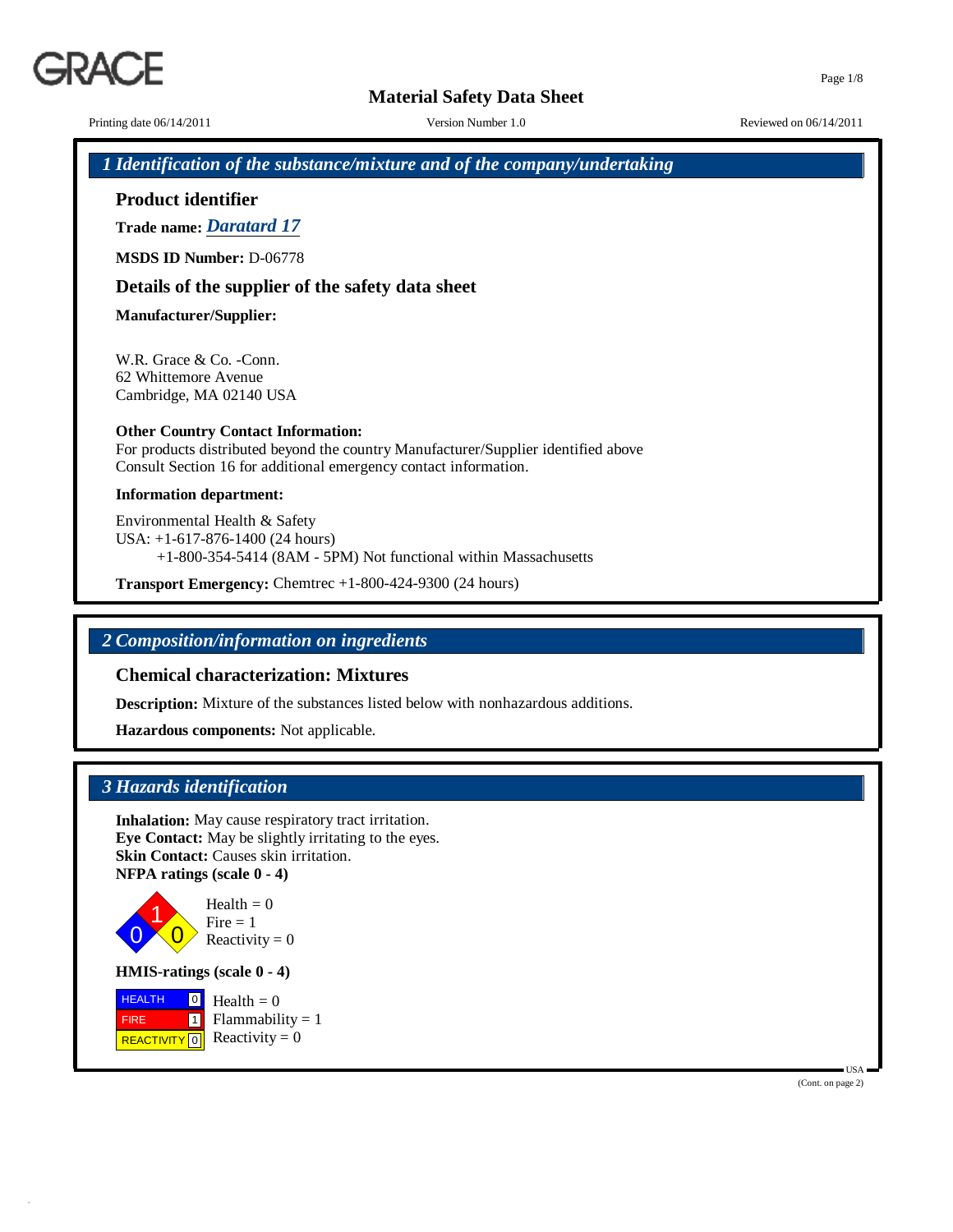# Material Safety Data Sheet

Printing date 06/14/2011 | Version Number 1.0 | Reviewed on 06/14/2011

## 1 Identification of the substance/mixture and of the company/undertaking

### Product identifier

**Trade name:** ***Daratard 17***

**MSDS ID Number:** D-06778

### Details of the supplier of the safety data sheet

**Manufacturer/Supplier:**

W.R. Grace & Co. -Conn.
62 Whittemore Avenue
Cambridge, MA 02140 USA

**Other Country Contact Information:**
For products distributed beyond the country Manufacturer/Supplier identified above
Consult Section 16 for additional emergency contact information.

**Information department:**

Environmental Health & Safety
USA: +1-617-876-1400 (24 hours)
+1-800-354-5414 (8AM - 5PM) Not functional within Massachusetts

**Transport Emergency:** Chemtrec +1-800-424-9300 (24 hours)

## 2 Composition/information on ingredients

### Chemical characterization: Mixtures

**Description:** Mixture of the substances listed below with nonhazardous additions.

**Hazardous components:** Not applicable.

## 3 Hazards identification

**Inhalation:** May cause respiratory tract irritation.
**Eye Contact:** May be slightly irritating to the eyes.
**Skin Contact:** Causes skin irritation.
**NFPA ratings (scale 0 - 4)**

Health = 0
Fire = 1
Reactivity = 0

**HMIS-ratings (scale 0 - 4)**

| | | |
|---|---|---|
| HEALTH | 0 | Health = 0 |
| FIRE | 1 | Flammability = 1 |
| REACTIVITY | 0 | Reactivity = 0 |

USA

(Cont. on page 2)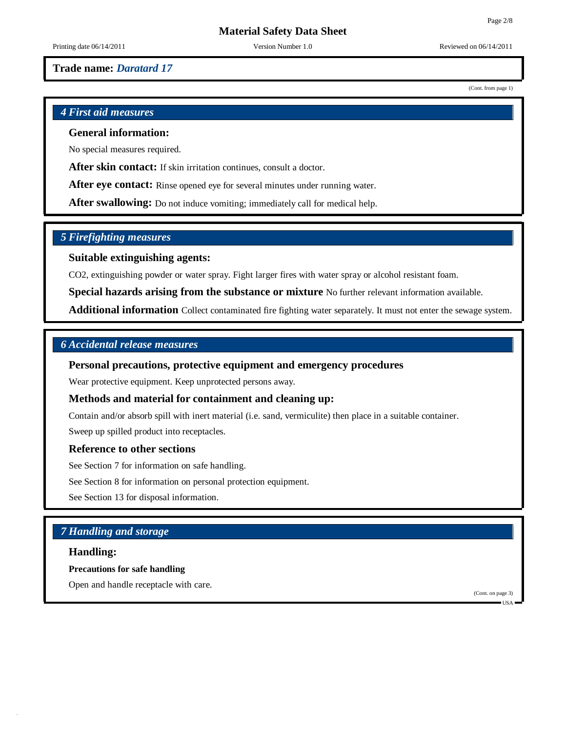**Trade name:** ***Daratard 17***

(Cont. from page 1)

## *4 First aid measures*

### General information:

No special measures required.

**After skin contact:** If skin irritation continues, consult a doctor.

**After eye contact:** Rinse opened eye for several minutes under running water.

**After swallowing:** Do not induce vomiting; immediately call for medical help.

## *5 Firefighting measures*

### Suitable extinguishing agents:

$CO_2$, extinguishing powder or water spray. Fight larger fires with water spray or alcohol resistant foam.

**Special hazards arising from the substance or mixture** No further relevant information available.

**Additional information** Collect contaminated fire fighting water separately. It must not enter the sewage system.

## *6 Accidental release measures*

### Personal precautions, protective equipment and emergency procedures

Wear protective equipment. Keep unprotected persons away.

### Methods and material for containment and cleaning up:

Contain and/or absorb spill with inert material (i.e. sand, vermiculite) then place in a suitable container.

Sweep up spilled product into receptacles.

### Reference to other sections

See Section 7 for information on safe handling.

See Section 8 for information on personal protection equipment.

See Section 13 for disposal information.

## *7 Handling and storage*

### Handling:

**Precautions for safe handling**

Open and handle receptacle with care.

(Cont. on page 3)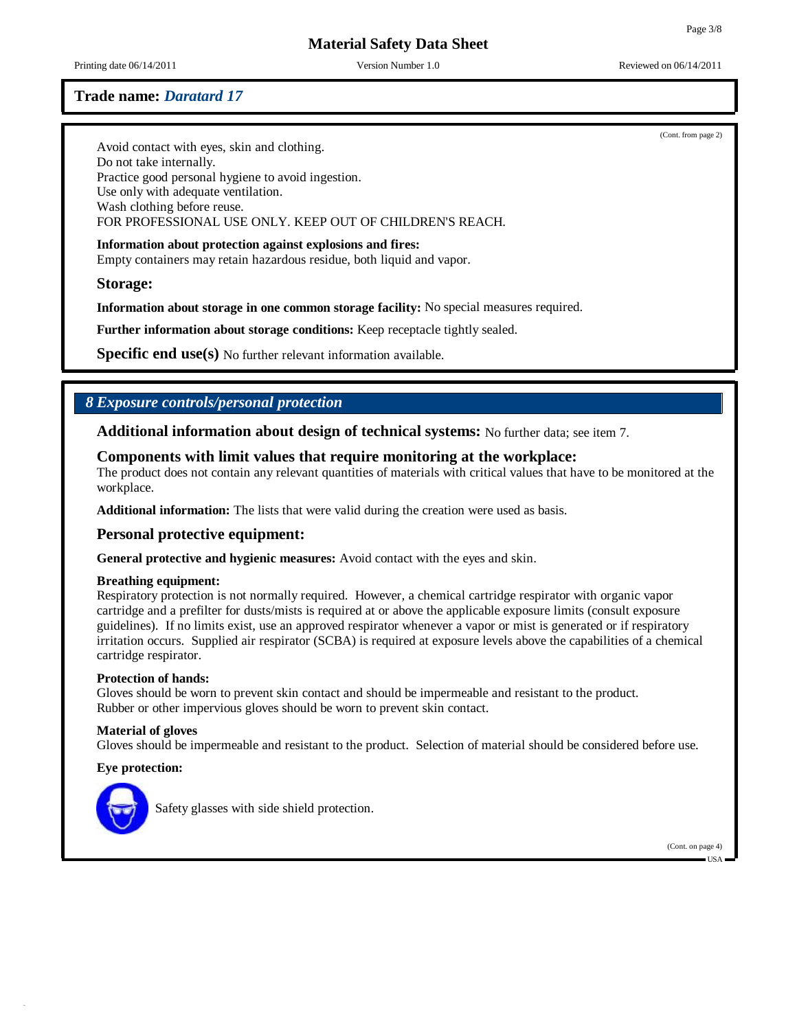**Trade name:** ***Daratard 17***

(Cont. from page 2)

Avoid contact with eyes, skin and clothing.
Do not take internally.
Practice good personal hygiene to avoid ingestion.
Use only with adequate ventilation.
Wash clothing before reuse.
FOR PROFESSIONAL USE ONLY. KEEP OUT OF CHILDREN'S REACH.

**Information about protection against explosions and fires:**
Empty containers may retain hazardous residue, both liquid and vapor.

### Storage:

**Information about storage in one common storage facility:** No special measures required.

**Further information about storage conditions:** Keep receptacle tightly sealed.

**Specific end use(s)** No further relevant information available.

## *8 Exposure controls/personal protection*

**Additional information about design of technical systems:** No further data; see item 7.

### Components with limit values that require monitoring at the workplace:

The product does not contain any relevant quantities of materials with critical values that have to be monitored at the workplace.

**Additional information:** The lists that were valid during the creation were used as basis.

### Personal protective equipment:

**General protective and hygienic measures:** Avoid contact with the eyes and skin.

**Breathing equipment:**
Respiratory protection is not normally required. However, a chemical cartridge respirator with organic vapor cartridge and a prefilter for dusts/mists is required at or above the applicable exposure limits (consult exposure guidelines). If no limits exist, use an approved respirator whenever a vapor or mist is generated or if respiratory irritation occurs. Supplied air respirator (SCBA) is required at exposure levels above the capabilities of a chemical cartridge respirator.

**Protection of hands:**
Gloves should be worn to prevent skin contact and should be impermeable and resistant to the product.
Rubber or other impervious gloves should be worn to prevent skin contact.

**Material of gloves**
Gloves should be impermeable and resistant to the product. Selection of material should be considered before use.

**Eye protection:**

Safety glasses with side shield protection.

(Cont. on page 4)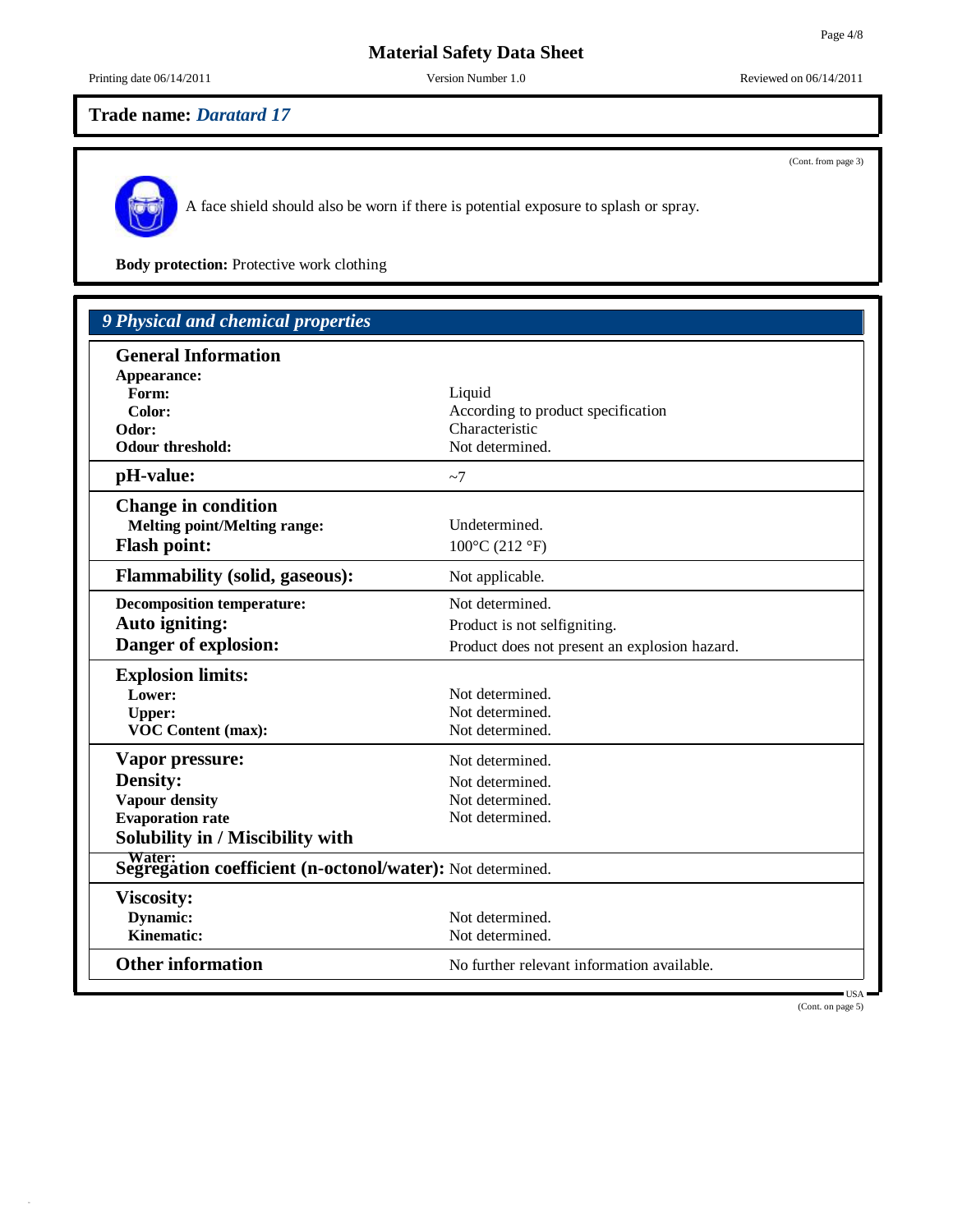**Trade name:** ***Daratard 17***

(Cont. from page 3)

A face shield should also be worn if there is potential exposure to splash or spray.

**Body protection:** Protective work clothing

## *9 Physical and chemical properties*

| **General Information** | |
|---|---|
| **Appearance:** | |
| **Form:** | Liquid |
| **Color:** | According to product specification |
| **Odor:** | Characteristic |
| **Odour threshold:** | Not determined. |
| **pH-value:** | ~7 |
| **Change in condition** | |
| **Melting point/Melting range:** | Undetermined. |
| **Flash point:** | 100°C (212 °F) |
| **Flammability (solid, gaseous):** | Not applicable. |
| **Decomposition temperature:** | Not determined. |
| **Auto igniting:** | Product is not selfigniting. |
| **Danger of explosion:** | Product does not present an explosion hazard. |
| **Explosion limits:** | |
| **Lower:** | Not determined. |
| **Upper:** | Not determined. |
| **VOC Content (max):** | Not determined. |
| **Vapor pressure:** | Not determined. |
| **Density:** | Not determined. |
| **Vapour density** | Not determined. |
| **Evaporation rate** | Not determined. |
| **Solubility in / Miscibility with** | |
| **Water:** | |
| **Segregation coefficient (n-octonol/water):** | Not determined. |
| **Viscosity:** | |
| **Dynamic:** | Not determined. |
| **Kinematic:** | Not determined. |
| **Other information** | No further relevant information available. |

USA

(Cont. on page 5)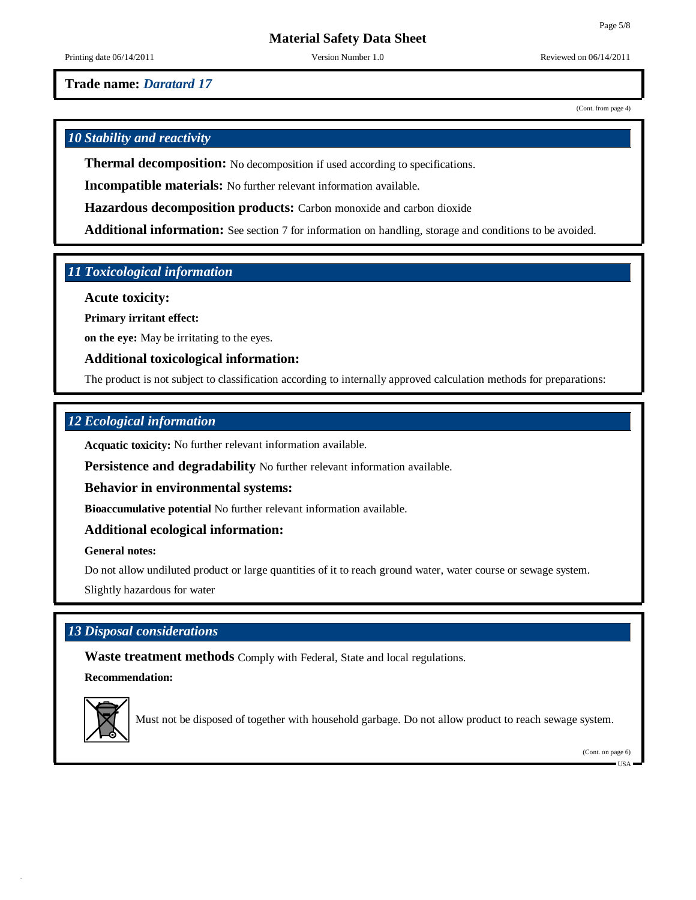**Trade name:** ***Daratard 17***

(Cont. from page 4)

## *10 Stability and reactivity*

**Thermal decomposition:** No decomposition if used according to specifications.

**Incompatible materials:** No further relevant information available.

**Hazardous decomposition products:** Carbon monoxide and carbon dioxide

**Additional information:** See section 7 for information on handling, storage and conditions to be avoided.

## *11 Toxicological information*

**Acute toxicity:**

**Primary irritant effect:**

**on the eye:** May be irritating to the eyes.

**Additional toxicological information:**

The product is not subject to classification according to internally approved calculation methods for preparations:

## *12 Ecological information*

**Acquatic toxicity:** No further relevant information available.

**Persistence and degradability** No further relevant information available.

**Behavior in environmental systems:**

**Bioaccumulative potential** No further relevant information available.

**Additional ecological information:**

**General notes:**

Do not allow undiluted product or large quantities of it to reach ground water, water course or sewage system.

Slightly hazardous for water

## *13 Disposal considerations*

**Waste treatment methods** Comply with Federal, State and local regulations.

**Recommendation:**

Must not be disposed of together with household garbage. Do not allow product to reach sewage system.

(Cont. on page 6)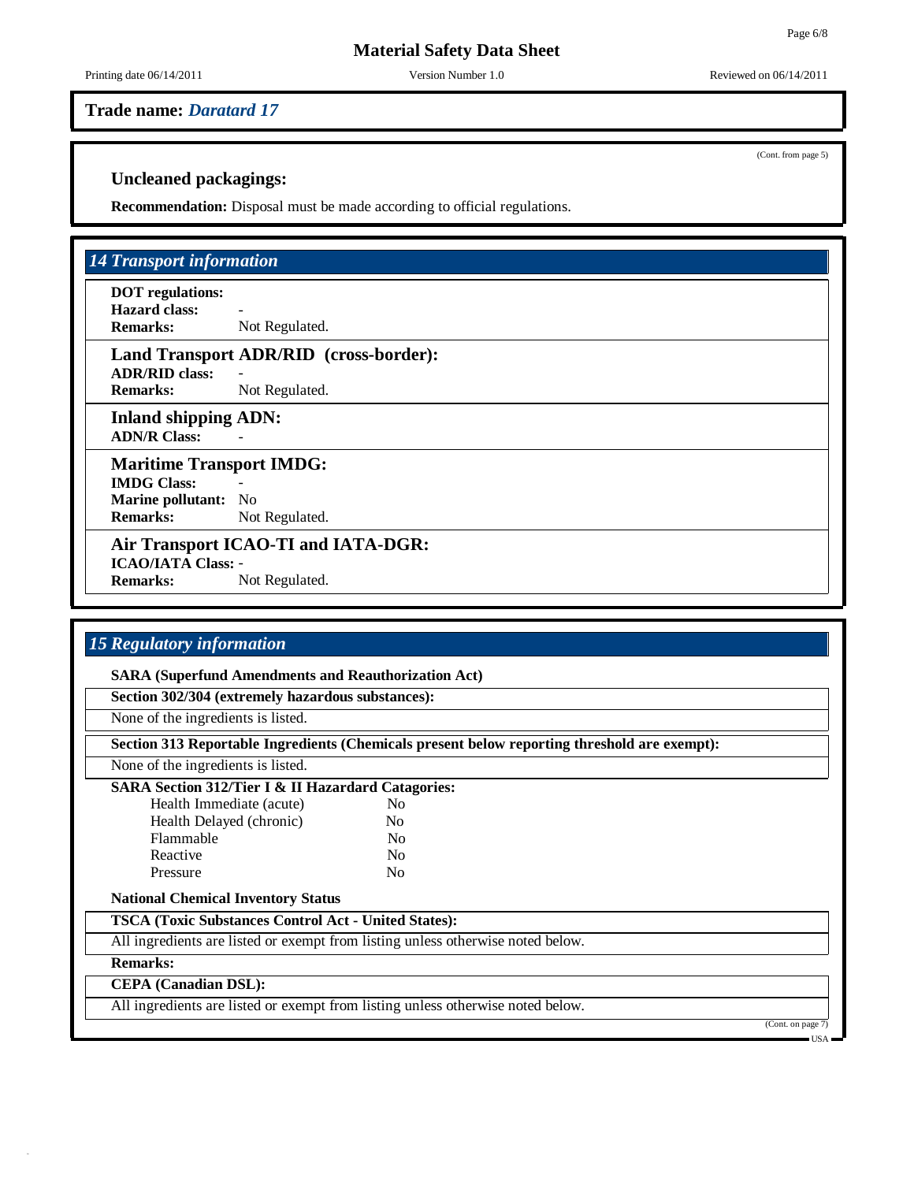**Trade name:** ***Daratard 17***

(Cont. from page 5)

### Uncleaned packagings:

**Recommendation:** Disposal must be made according to official regulations.

## *14 Transport information*

**DOT regulations:**
**Hazard class:** -
**Remarks:** Not Regulated.

### Land Transport ADR/RID (cross-border):

**ADR/RID class:** -
**Remarks:** Not Regulated.

### Inland shipping ADN:

**ADN/R Class:** -

### Maritime Transport IMDG:

**IMDG Class:** -
**Marine pollutant:** No
**Remarks:** Not Regulated.

### Air Transport ICAO-TI and IATA-DGR:

**ICAO/IATA Class:** -
**Remarks:** Not Regulated.

## *15 Regulatory information*

**SARA (Superfund Amendments and Reauthorization Act)**

**Section 302/304 (extremely hazardous substances):**

None of the ingredients is listed.

**Section 313 Reportable Ingredients (Chemicals present below reporting threshold are exempt):**

None of the ingredients is listed.

**SARA Section 312/Tier I & II Hazardard Catagories:**

| | |
|---|---|
| Health Immediate (acute) | No |
| Health Delayed (chronic) | No |
| Flammable | No |
| Reactive | No |
| Pressure | No |

**National Chemical Inventory Status**

**TSCA (Toxic Substances Control Act - United States):**

All ingredients are listed or exempt from listing unless otherwise noted below.

**Remarks:**

**CEPA (Canadian DSL):**

All ingredients are listed or exempt from listing unless otherwise noted below.

(Cont. on page 7)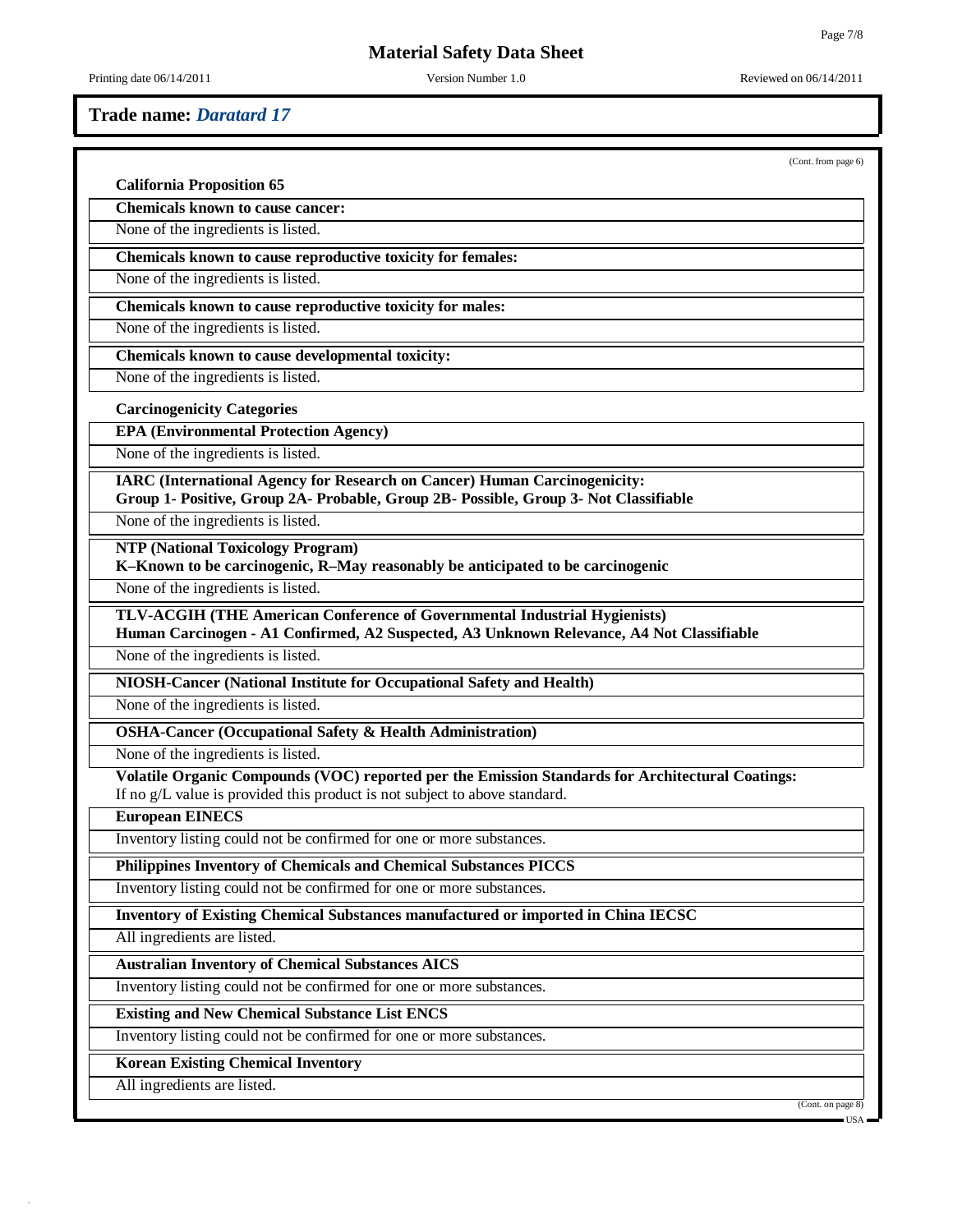**Trade name:** ***Daratard 17***

(Cont. from page 6)

**California Proposition 65**

**Chemicals known to cause cancer:**

None of the ingredients is listed.

**Chemicals known to cause reproductive toxicity for females:**

None of the ingredients is listed.

**Chemicals known to cause reproductive toxicity for males:**

None of the ingredients is listed.

**Chemicals known to cause developmental toxicity:**

None of the ingredients is listed.

**Carcinogenicity Categories**

**EPA (Environmental Protection Agency)**

None of the ingredients is listed.

**IARC (International Agency for Research on Cancer) Human Carcinogenicity:**
**Group 1- Positive, Group 2A- Probable, Group 2B- Possible, Group 3- Not Classifiable**

None of the ingredients is listed.

**NTP (National Toxicology Program)**
**K–Known to be carcinogenic, R–May reasonably be anticipated to be carcinogenic**

None of the ingredients is listed.

**TLV-ACGIH (THE American Conference of Governmental Industrial Hygienists)**
**Human Carcinogen - A1 Confirmed, A2 Suspected, A3 Unknown Relevance, A4 Not Classifiable**

None of the ingredients is listed.

**NIOSH-Cancer (National Institute for Occupational Safety and Health)**

None of the ingredients is listed.

**OSHA-Cancer (Occupational Safety & Health Administration)**

None of the ingredients is listed.

**Volatile Organic Compounds (VOC) reported per the Emission Standards for Architectural Coatings:**
If no g/L value is provided this product is not subject to above standard.

**European EINECS**

Inventory listing could not be confirmed for one or more substances.

**Philippines Inventory of Chemicals and Chemical Substances PICCS**

Inventory listing could not be confirmed for one or more substances.

**Inventory of Existing Chemical Substances manufactured or imported in China IECSC**

All ingredients are listed.

**Australian Inventory of Chemical Substances AICS**

Inventory listing could not be confirmed for one or more substances.

**Existing and New Chemical Substance List ENCS**

Inventory listing could not be confirmed for one or more substances.

**Korean Existing Chemical Inventory**

All ingredients are listed.

(Cont. on page 8)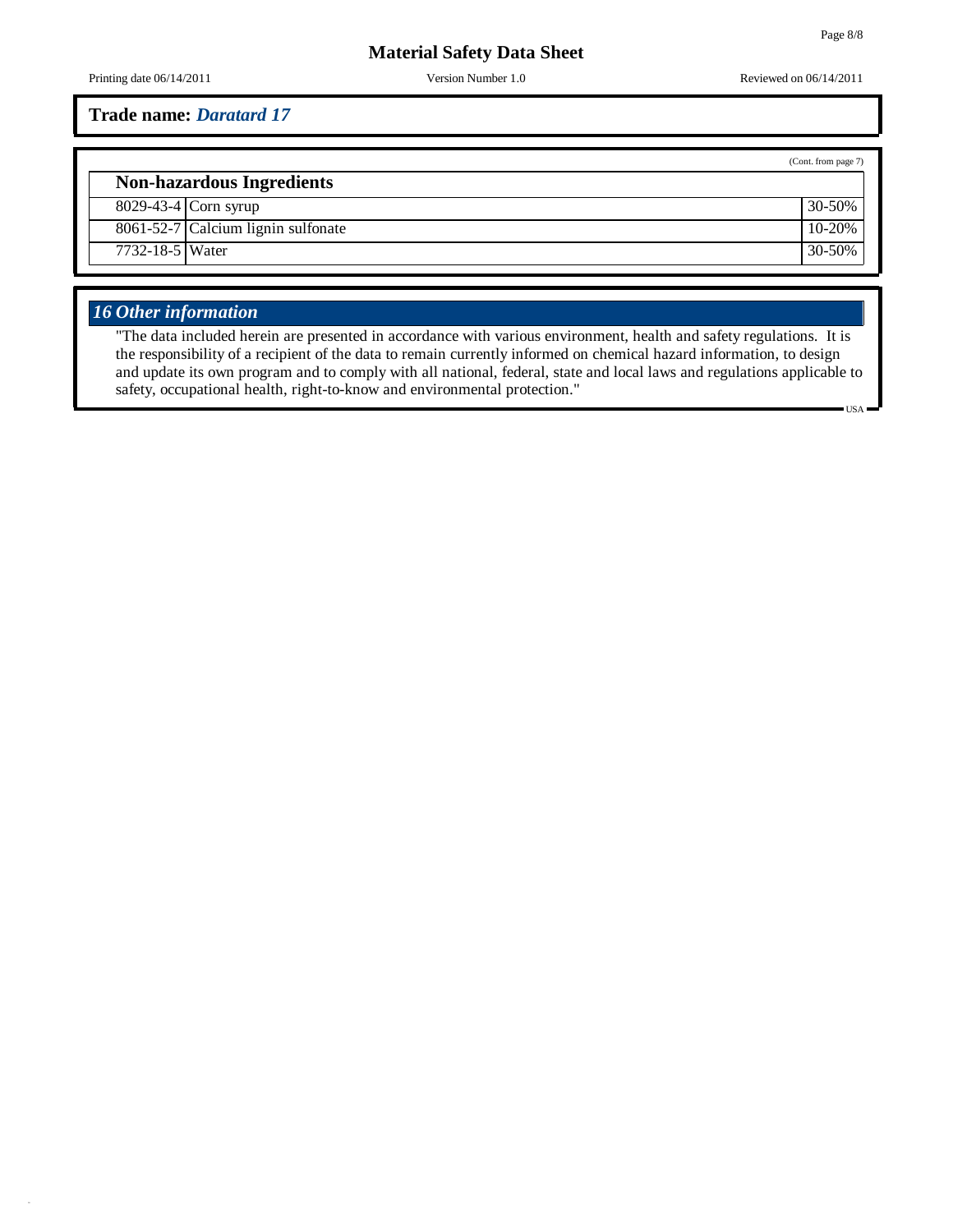**Trade name:** ***Daratard 17***

(Cont. from page 7)

**Non-hazardous Ingredients**

| | | |
|---|---|---|
| 8029-43-4 | Corn syrup | 30-50% |
| 8061-52-7 | Calcium lignin sulfonate | 10-20% |
| 7732-18-5 | Water | 30-50% |

## *16 Other information*

"The data included herein are presented in accordance with various environment, health and safety regulations. It is the responsibility of a recipient of the data to remain currently informed on chemical hazard information, to design and update its own program and to comply with all national, federal, state and local laws and regulations applicable to safety, occupational health, right-to-know and environmental protection."

USA